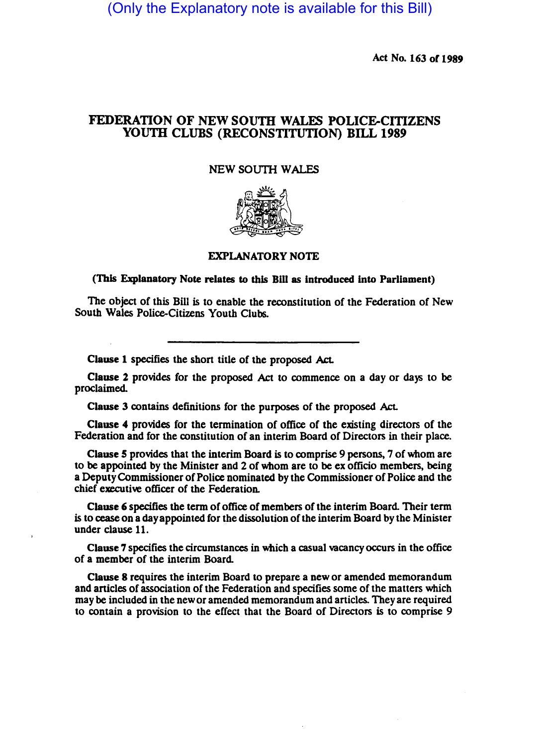(Only the Explanatory note is available for this Bill)

Act No. 163 of 1989

# FEDERATION OF NEW SOUTH WALES POLICE-CITIZENS YOUTH CLUBS (RECONSTITUTION) BILL 1989

NEW SOUTH WALES

## EXPLANATORY NOTE

**(This Explanatory Note relates to this Bill as introduced into Parliament)**

The object of this Bill is to enable the reconstitution of the Federation of New South Wales Police-Citizens Youth Clubs.

---

**Clause 1** specifies the short title of the proposed Act.

**Clause 2** provides for the proposed Act to commence on a day or days to be proclaimed.

**Clause 3** contains definitions for the purposes of the proposed Act.

**Clause 4** provides for the termination of office of the existing directors of the Federation and for the constitution of an interim Board of Directors in their place.

**Clause 5** provides that the interim Board is to comprise 9 persons, 7 of whom are to be appointed by the Minister and 2 of whom are to be ex officio members, being a Deputy Commissioner of Police nominated by the Commissioner of Police and the chief executive officer of the Federation.

**Clause 6** specifies the term of office of members of the interim Board. Their term is to cease on a day appointed for the dissolution of the interim Board by the Minister under clause 11.

**Clause 7** specifies the circumstances in which a casual vacancy occurs in the office of a member of the interim Board.

**Clause 8** requires the interim Board to prepare a new or amended memorandum and articles of association of the Federation and specifies some of the matters which may be included in the new or amended memorandum and articles. They are required to contain a provision to the effect that the Board of Directors is to comprise 9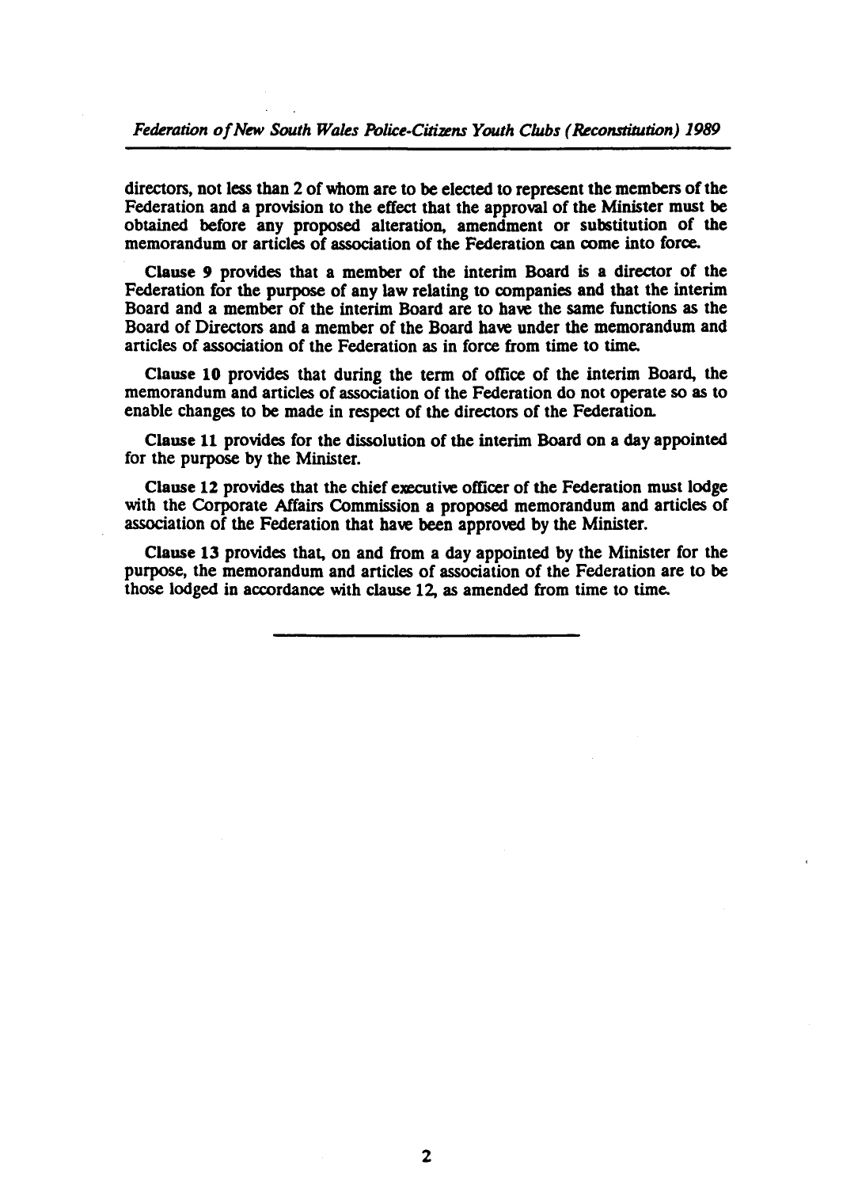directors, not less than 2 of whom are to be elected to represent the members of the Federation and a provision to the effect that the approval of the Minister must be obtained before any proposed alteration, amendment or substitution of the memorandum or articles of association of the Federation can come into force.

**Clause 9** provides that a member of the interim Board is a director of the Federation for the purpose of any law relating to companies and that the interim Board and a member of the interim Board are to have the same functions as the Board of Directors and a member of the Board have under the memorandum and articles of association of the Federation as in force from time to time.

**Clause 10** provides that during the term of office of the interim Board, the memorandum and articles of association of the Federation do not operate so as to enable changes to be made in respect of the directors of the Federation.

**Clause 11** provides for the dissolution of the interim Board on a day appointed for the purpose by the Minister.

**Clause 12** provides that the chief executive officer of the Federation must lodge with the Corporate Affairs Commission a proposed memorandum and articles of association of the Federation that have been approved by the Minister.

**Clause 13** provides that, on and from a day appointed by the Minister for the purpose, the memorandum and articles of association of the Federation are to be those lodged in accordance with clause 12, as amended from time to time.